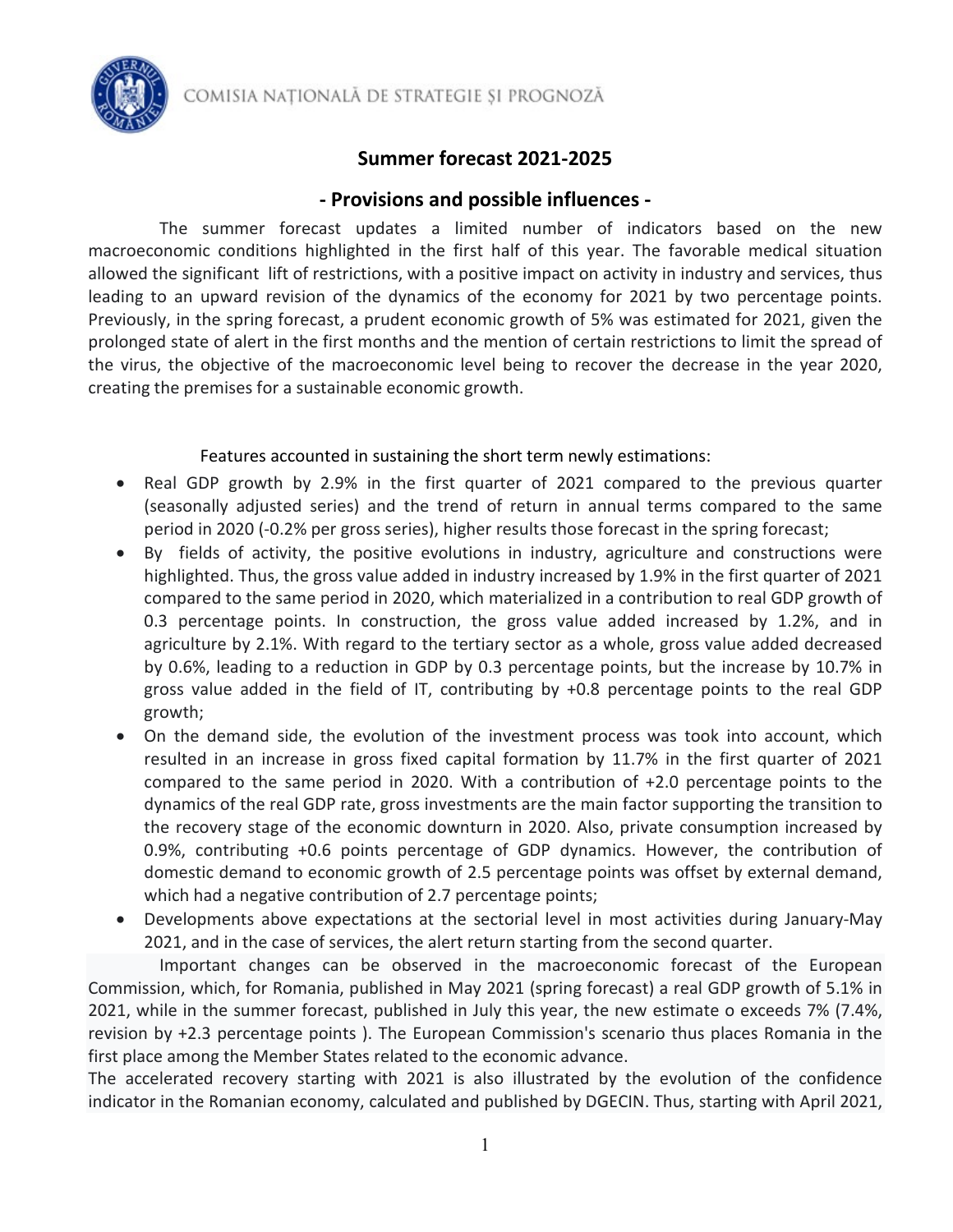COMISIA NAȚIONALĂ DE STRATEGIE ȘI PROGNOZĂ

# Summer forecast 2021-2025

## - Provisions and possible influences -

The summer forecast updates a limited number of indicators based on the new macroeconomic conditions highlighted in the first half of this year. The favorable medical situation allowed the significant lift of restrictions, with a positive impact on activity in industry and services, thus leading to an upward revision of the dynamics of the economy for 2021 by two percentage points. Previously, in the spring forecast, a prudent economic growth of 5% was estimated for 2021, given the prolonged state of alert in the first months and the mention of certain restrictions to limit the spread of the virus, the objective of the macroeconomic level being to recover the decrease in the year 2020, creating the premises for a sustainable economic growth.

Features accounted in sustaining the short term newly estimations:

- Real GDP growth by 2.9% in the first quarter of 2021 compared to the previous quarter (seasonally adjusted series) and the trend of return in annual terms compared to the same period in 2020 (-0.2% per gross series), higher results those forecast in the spring forecast;
- By fields of activity, the positive evolutions in industry, agriculture and constructions were highlighted. Thus, the gross value added in industry increased by 1.9% in the first quarter of 2021 compared to the same period in 2020, which materialized in a contribution to real GDP growth of 0.3 percentage points. In construction, the gross value added increased by 1.2%, and in agriculture by 2.1%. With regard to the tertiary sector as a whole, gross value added decreased by 0.6%, leading to a reduction in GDP by 0.3 percentage points, but the increase by 10.7% in gross value added in the field of IT, contributing by +0.8 percentage points to the real GDP growth;
- On the demand side, the evolution of the investment process was took into account, which resulted in an increase in gross fixed capital formation by 11.7% in the first quarter of 2021 compared to the same period in 2020. With a contribution of +2.0 percentage points to the dynamics of the real GDP rate, gross investments are the main factor supporting the transition to the recovery stage of the economic downturn in 2020. Also, private consumption increased by 0.9%, contributing +0.6 points percentage of GDP dynamics. However, the contribution of domestic demand to economic growth of 2.5 percentage points was offset by external demand, which had a negative contribution of 2.7 percentage points;
- Developments above expectations at the sectorial level in most activities during January-May 2021, and in the case of services, the alert return starting from the second quarter.

Important changes can be observed in the macroeconomic forecast of the European Commission, which, for Romania, published in May 2021 (spring forecast) a real GDP growth of 5.1% in 2021, while in the summer forecast, published in July this year, the new estimate o exceeds 7% (7.4%, revision by +2.3 percentage points ). The European Commission's scenario thus places Romania in the first place among the Member States related to the economic advance.

The accelerated recovery starting with 2021 is also illustrated by the evolution of the confidence indicator in the Romanian economy, calculated and published by DGECIN. Thus, starting with April 2021,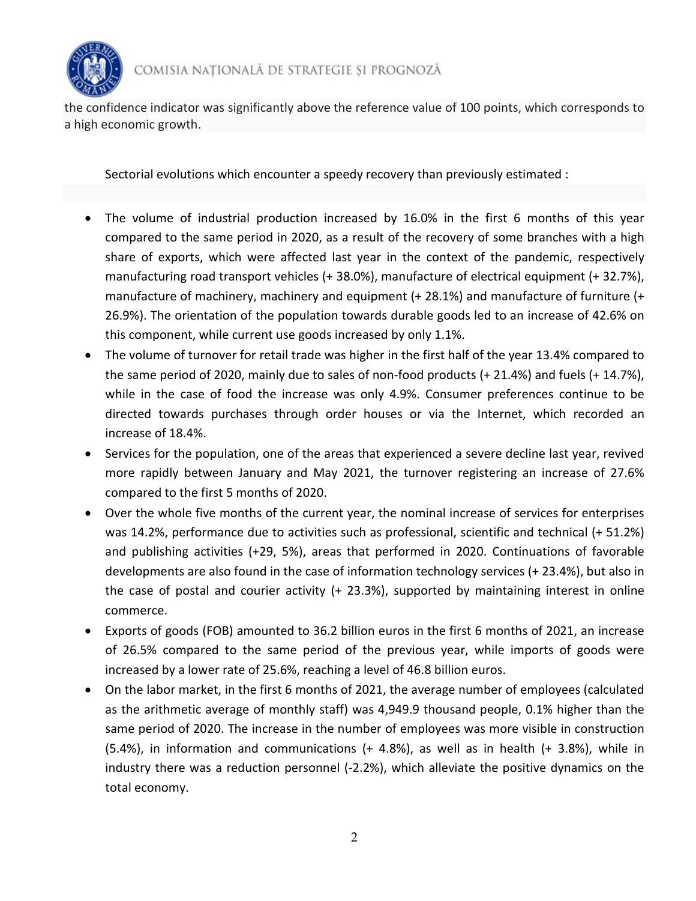the confidence indicator was significantly above the reference value of 100 points, which corresponds to a high economic growth.

Sectorial evolutions which encounter a speedy recovery than previously estimated :

- The volume of industrial production increased by 16.0% in the first 6 months of this year compared to the same period in 2020, as a result of the recovery of some branches with a high share of exports, which were affected last year in the context of the pandemic, respectively manufacturing road transport vehicles (+ 38.0%), manufacture of electrical equipment (+ 32.7%), manufacture of machinery, machinery and equipment (+ 28.1%) and manufacture of furniture (+ 26.9%). The orientation of the population towards durable goods led to an increase of 42.6% on this component, while current use goods increased by only 1.1%.
- The volume of turnover for retail trade was higher in the first half of the year 13.4% compared to the same period of 2020, mainly due to sales of non-food products (+ 21.4%) and fuels (+ 14.7%), while in the case of food the increase was only 4.9%. Consumer preferences continue to be directed towards purchases through order houses or via the Internet, which recorded an increase of 18.4%.
- Services for the population, one of the areas that experienced a severe decline last year, revived more rapidly between January and May 2021, the turnover registering an increase of 27.6% compared to the first 5 months of 2020.
- Over the whole five months of the current year, the nominal increase of services for enterprises was 14.2%, performance due to activities such as professional, scientific and technical (+ 51.2%) and publishing activities (+29, 5%), areas that performed in 2020. Continuations of favorable developments are also found in the case of information technology services (+ 23.4%), but also in the case of postal and courier activity (+ 23.3%), supported by maintaining interest in online commerce.
- Exports of goods (FOB) amounted to 36.2 billion euros in the first 6 months of 2021, an increase of 26.5% compared to the same period of the previous year, while imports of goods were increased by a lower rate of 25.6%, reaching a level of 46.8 billion euros.
- On the labor market, in the first 6 months of 2021, the average number of employees (calculated as the arithmetic average of monthly staff) was 4,949.9 thousand people, 0.1% higher than the same period of 2020. The increase in the number of employees was more visible in construction (5.4%), in information and communications (+ 4.8%), as well as in health (+ 3.8%), while in industry there was a reduction personnel (-2.2%), which alleviate the positive dynamics on the total economy.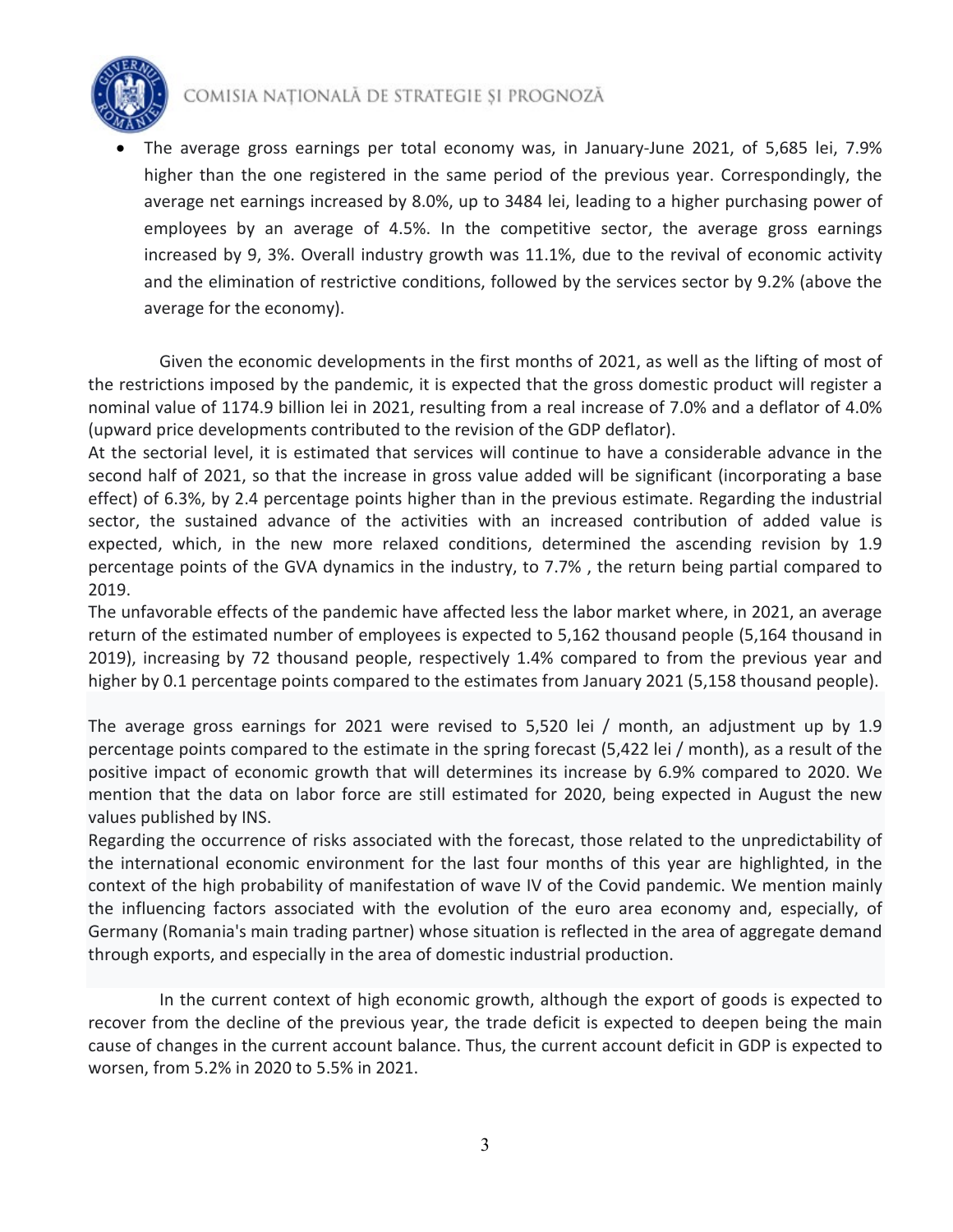- The average gross earnings per total economy was, in January-June 2021, of 5,685 lei, 7.9% higher than the one registered in the same period of the previous year. Correspondingly, the average net earnings increased by 8.0%, up to 3484 lei, leading to a higher purchasing power of employees by an average of 4.5%. In the competitive sector, the average gross earnings increased by 9, 3%. Overall industry growth was 11.1%, due to the revival of economic activity and the elimination of restrictive conditions, followed by the services sector by 9.2% (above the average for the economy).

Given the economic developments in the first months of 2021, as well as the lifting of most of the restrictions imposed by the pandemic, it is expected that the gross domestic product will register a nominal value of 1174.9 billion lei in 2021, resulting from a real increase of 7.0% and a deflator of 4.0% (upward price developments contributed to the revision of the GDP deflator).

At the sectorial level, it is estimated that services will continue to have a considerable advance in the second half of 2021, so that the increase in gross value added will be significant (incorporating a base effect) of 6.3%, by 2.4 percentage points higher than in the previous estimate. Regarding the industrial sector, the sustained advance of the activities with an increased contribution of added value is expected, which, in the new more relaxed conditions, determined the ascending revision by 1.9 percentage points of the GVA dynamics in the industry, to 7.7% , the return being partial compared to 2019.

The unfavorable effects of the pandemic have affected less the labor market where, in 2021, an average return of the estimated number of employees is expected to 5,162 thousand people (5,164 thousand in 2019), increasing by 72 thousand people, respectively 1.4% compared to from the previous year and higher by 0.1 percentage points compared to the estimates from January 2021 (5,158 thousand people).

The average gross earnings for 2021 were revised to 5,520 lei / month, an adjustment up by 1.9 percentage points compared to the estimate in the spring forecast (5,422 lei / month), as a result of the positive impact of economic growth that will determines its increase by 6.9% compared to 2020. We mention that the data on labor force are still estimated for 2020, being expected in August the new values published by INS.

Regarding the occurrence of risks associated with the forecast, those related to the unpredictability of the international economic environment for the last four months of this year are highlighted, in the context of the high probability of manifestation of wave IV of the Covid pandemic. We mention mainly the influencing factors associated with the evolution of the euro area economy and, especially, of Germany (Romania's main trading partner) whose situation is reflected in the area of aggregate demand through exports, and especially in the area of domestic industrial production.

In the current context of high economic growth, although the export of goods is expected to recover from the decline of the previous year, the trade deficit is expected to deepen being the main cause of changes in the current account balance. Thus, the current account deficit in GDP is expected to worsen, from 5.2% in 2020 to 5.5% in 2021.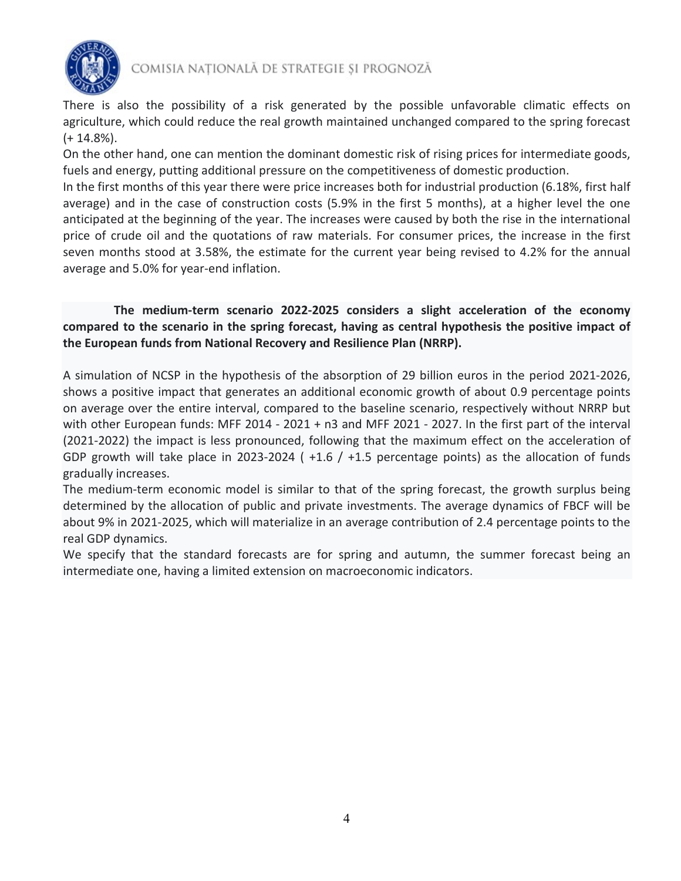There is also the possibility of a risk generated by the possible unfavorable climatic effects on agriculture, which could reduce the real growth maintained unchanged compared to the spring forecast (+ 14.8%).

On the other hand, one can mention the dominant domestic risk of rising prices for intermediate goods, fuels and energy, putting additional pressure on the competitiveness of domestic production.

In the first months of this year there were price increases both for industrial production (6.18%, first half average) and in the case of construction costs (5.9% in the first 5 months), at a higher level the one anticipated at the beginning of the year. The increases were caused by both the rise in the international price of crude oil and the quotations of raw materials. For consumer prices, the increase in the first seven months stood at 3.58%, the estimate for the current year being revised to 4.2% for the annual average and 5.0% for year-end inflation.

**The medium-term scenario 2022-2025 considers a slight acceleration of the economy compared to the scenario in the spring forecast, having as central hypothesis the positive impact of the European funds from National Recovery and Resilience Plan (NRRP).**

A simulation of NCSP in the hypothesis of the absorption of 29 billion euros in the period 2021-2026, shows a positive impact that generates an additional economic growth of about 0.9 percentage points on average over the entire interval, compared to the baseline scenario, respectively without NRRP but with other European funds: MFF 2014 - 2021 + n3 and MFF 2021 - 2027. In the first part of the interval (2021-2022) the impact is less pronounced, following that the maximum effect on the acceleration of GDP growth will take place in 2023-2024 ( +1.6 / +1.5 percentage points) as the allocation of funds gradually increases.

The medium-term economic model is similar to that of the spring forecast, the growth surplus being determined by the allocation of public and private investments. The average dynamics of FBCF will be about 9% in 2021-2025, which will materialize in an average contribution of 2.4 percentage points to the real GDP dynamics.

We specify that the standard forecasts are for spring and autumn, the summer forecast being an intermediate one, having a limited extension on macroeconomic indicators.